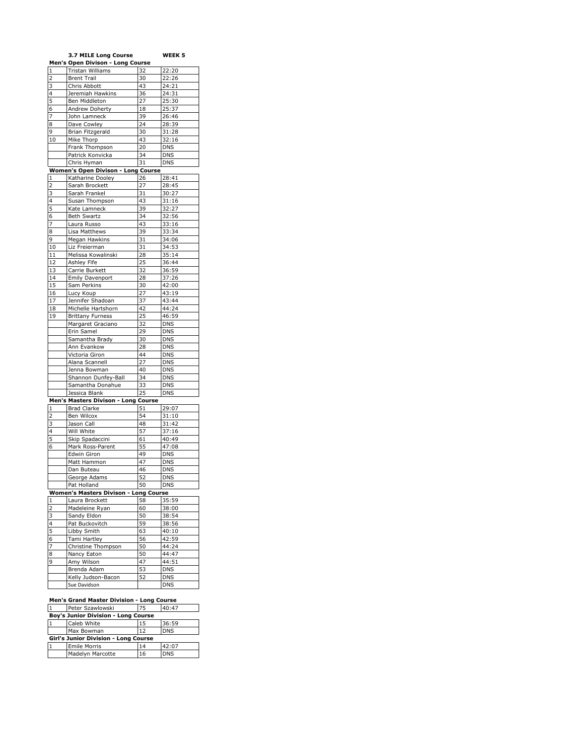**3.7 MILE Long Course** **WEEK 5**

**Men's Open Divison - Long Course**

| | | | |
|---|---|---|---|
| 1 | Tristan Williams | 32 | 22:20 |
| 2 | Brent Trail | 30 | 22:26 |
| 3 | Chris Abbott | 43 | 24:21 |
| 4 | Jeremiah Hawkins | 36 | 24:31 |
| 5 | Ben Middleton | 27 | 25:30 |
| 6 | Andrew Doherty | 18 | 25:37 |
| 7 | John Lamneck | 39 | 26:46 |
| 8 | Dave Cowley | 24 | 28:39 |
| 9 | Brian Fitzgerald | 30 | 31:28 |
| 10 | Mike Thorp | 43 | 32:16 |
| | Frank Thompson | 20 | DNS |
| | Patrick Konvicka | 34 | DNS |
| | Chris Hyman | 31 | DNS |

**Women's Open Divison - Long Course**

| | | | |
|---|---|---|---|
| 1 | Katharine Dooley | 26 | 28:41 |
| 2 | Sarah Brockett | 27 | 28:45 |
| 3 | Sarah Frankel | 31 | 30:27 |
| 4 | Susan Thompson | 43 | 31:16 |
| 5 | Kate Lamneck | 39 | 32:27 |
| 6 | Beth Swartz | 34 | 32:56 |
| 7 | Laura Russo | 43 | 33:16 |
| 8 | Lisa Matthews | 39 | 33:34 |
| 9 | Megan Hawkins | 31 | 34:06 |
| 10 | Liz Freierman | 31 | 34:53 |
| 11 | Melissa Kowalinski | 28 | 35:14 |
| 12 | Ashley Fife | 25 | 36:44 |
| 13 | Carrie Burkett | 32 | 36:59 |
| 14 | Emily Davenport | 28 | 37:26 |
| 15 | Sam Perkins | 30 | 42:00 |
| 16 | Lucy Koup | 27 | 43:19 |
| 17 | Jennifer Shadoan | 37 | 43:44 |
| 18 | Michelle Hartshorn | 42 | 44:24 |
| 19 | Brittany Furness | 25 | 46:59 |
| | Margaret Graciano | 32 | DNS |
| | Erin Samel | 29 | DNS |
| | Samantha Brady | 30 | DNS |
| | Ann Evankow | 28 | DNS |
| | Victoria Giron | 44 | DNS |
| | Alana Scannell | 27 | DNS |
| | Jenna Bowman | 40 | DNS |
| | Shannon Dunfey-Ball | 34 | DNS |
| | Samantha Donahue | 33 | DNS |
| | Jessica Blank | 25 | DNS |

**Men's Masters Divison - Long Course**

| | | | |
|---|---|---|---|
| 1 | Brad Clarke | 51 | 29:07 |
| 2 | Ben Wilcox | 54 | 31:10 |
| 3 | Jason Call | 48 | 31:42 |
| 4 | Will White | 57 | 37:16 |
| 5 | Skip Spadaccini | 61 | 40:49 |
| 6 | Mark Ross-Parent | 55 | 47:08 |
| | Edwin Giron | 49 | DNS |
| | Matt Hammon | 47 | DNS |
| | Dan Buteau | 46 | DNS |
| | George Adams | 52 | DNS |
| | Pat Holland | 50 | DNS |

**Women's Masters Divison - Long Course**

| | | | |
|---|---|---|---|
| 1 | Laura Brockett | 58 | 35:59 |
| 2 | Madeleine Ryan | 60 | 38:00 |
| 3 | Sandy Eldon | 50 | 38:54 |
| 4 | Pat Buckovitch | 59 | 38:56 |
| 5 | Libby Smith | 63 | 40:10 |
| 6 | Tami Hartley | 56 | 42:59 |
| 7 | Christine Thompson | 50 | 44:24 |
| 8 | Nancy Eaton | 50 | 44:47 |
| 9 | Amy Wilson | 47 | 44:51 |
| | Brenda Adam | 53 | DNS |
| | Kelly Judson-Bacon | 52 | DNS |
| | Sue Davidson | | DNS |

**Men's Grand Master Division - Long Course**

| | | | |
|---|---|---|---|
| 1 | Peter Szawlowski | 75 | 40:47 |

**Boy's Junior Division - Long Course**

| | | | |
|---|---|---|---|
| 1 | Caleb White | 15 | 36:59 |
| | Max Bowman | 12 | DNS |

**Girl's Junior Division - Long Course**

| | | | |
|---|---|---|---|
| 1 | Emile Morris | 14 | 42:07 |
| | Madelyn Marcotte | 16 | DNS |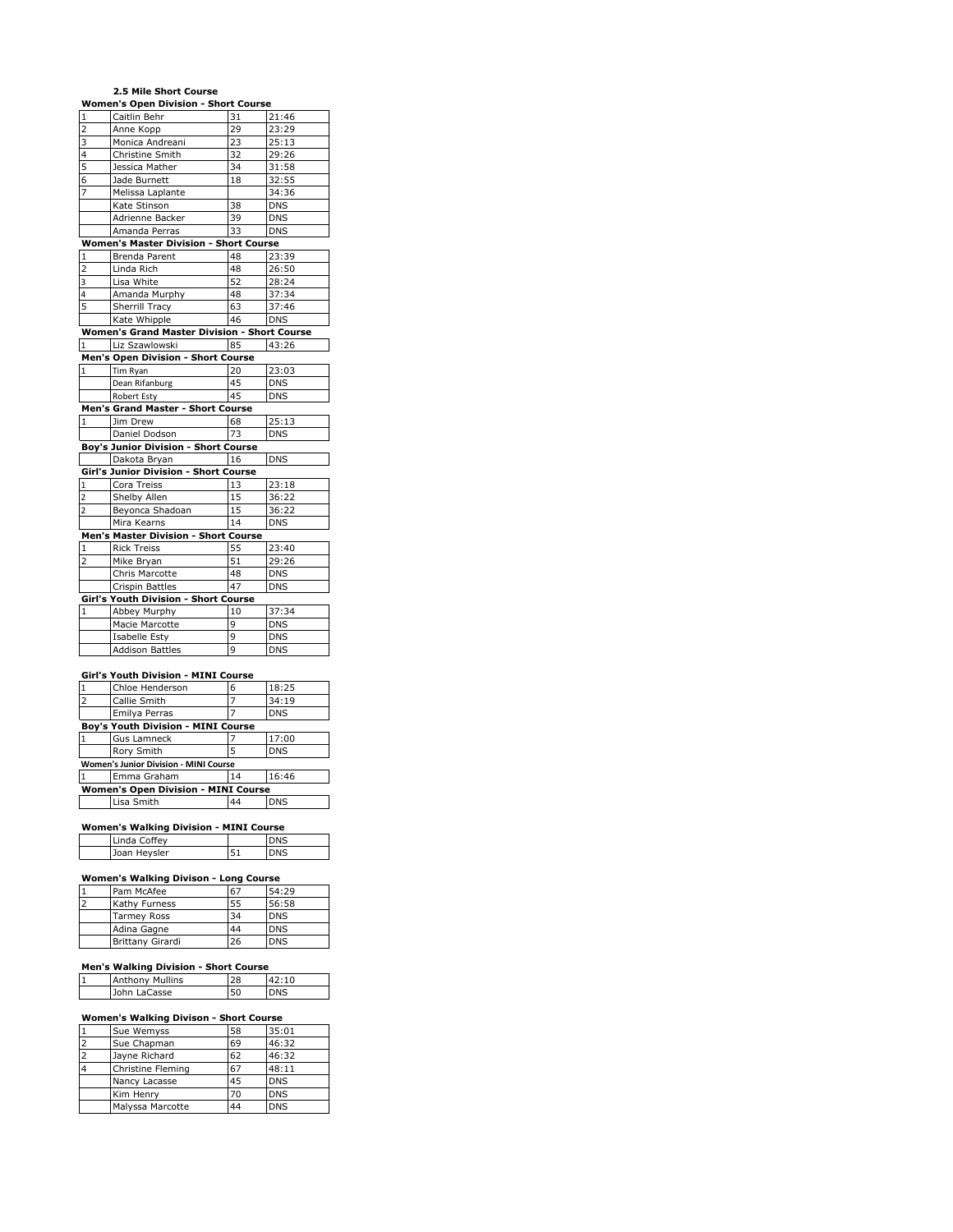**2.5 Mile Short Course**

**Women's Open Division - Short Course**

| | | | |
|---|---|---|---|
| 1 | Caitlin Behr | 31 | 21:46 |
| 2 | Anne Kopp | 29 | 23:29 |
| 3 | Monica Andreani | 23 | 25:13 |
| 4 | Christine Smith | 32 | 29:26 |
| 5 | Jessica Mather | 34 | 31:58 |
| 6 | Jade Burnett | 18 | 32:55 |
| 7 | Melissa Laplante | | 34:36 |
| | Kate Stinson | 38 | DNS |
| | Adrienne Backer | 39 | DNS |
| | Amanda Perras | 33 | DNS |

**Women's Master Division - Short Course**

| | | | |
|---|---|---|---|
| 1 | Brenda Parent | 48 | 23:39 |
| 2 | Linda Rich | 48 | 26:50 |
| 3 | Lisa White | 52 | 28:24 |
| 4 | Amanda Murphy | 48 | 37:34 |
| 5 | Sherrill Tracy | 63 | 37:46 |
| | Kate Whipple | 46 | DNS |

**Women's Grand Master Division - Short Course**

| | | | |
|---|---|---|---|
| 1 | Liz Szawlowski | 85 | 43:26 |

**Men's Open Division - Short Course**

| | | | |
|---|---|---|---|
| 1 | Tim Ryan | 20 | 23:03 |
| | Dean Rifanburg | 45 | DNS |
| | Robert Esty | 45 | DNS |

**Men's Grand Master - Short Course**

| | | | |
|---|---|---|---|
| 1 | Jim Drew | 68 | 25:13 |
| | Daniel Dodson | 73 | DNS |

**Boy's Junior Division - Short Course**

| | | | |
|---|---|---|---|
| | Dakota Bryan | 16 | DNS |

**Girl's Junior Division - Short Course**

| | | | |
|---|---|---|---|
| 1 | Cora Treiss | 13 | 23:18 |
| 2 | Shelby Allen | 15 | 36:22 |
| 2 | Beyonca Shadoan | 15 | 36:22 |
| | Mira Kearns | 14 | DNS |

**Men's Master Division - Short Course**

| | | | |
|---|---|---|---|
| 1 | Rick Treiss | 55 | 23:40 |
| 2 | Mike Bryan | 51 | 29:26 |
| | Chris Marcotte | 48 | DNS |
| | Crispin Battles | 47 | DNS |

**Girl's Youth Division - Short Course**

| | | | |
|---|---|---|---|
| 1 | Abbey Murphy | 10 | 37:34 |
| | Macie Marcotte | 9 | DNS |
| | Isabelle Esty | 9 | DNS |
| | Addison Battles | 9 | DNS |

**Girl's Youth Division - MINI Course**

| | | | |
|---|---|---|---|
| 1 | Chloe Henderson | 6 | 18:25 |
| 2 | Callie Smith | 7 | 34:19 |
| | Emilya Perras | 7 | DNS |

**Boy's Youth Division - MINI Course**

| | | | |
|---|---|---|---|
| 1 | Gus Lamneck | 7 | 17:00 |
| | Rory Smith | 5 | DNS |

**Women's Junior Division - MINI Course**

| | | | |
|---|---|---|---|
| 1 | Emma Graham | 14 | 16:46 |

**Women's Open Division - MINI Course**

| | | | |
|---|---|---|---|
| | Lisa Smith | 44 | DNS |

**Women's Walking Division - MINI Course**

| | | | |
|---|---|---|---|
| | Linda Coffey | | DNS |
| | Joan Heysler | 51 | DNS |

**Women's Walking Divison - Long Course**

| | | | |
|---|---|---|---|
| 1 | Pam McAfee | 67 | 54:29 |
| 2 | Kathy Furness | 55 | 56:58 |
| | Tarmey Ross | 34 | DNS |
| | Adina Gagne | 44 | DNS |
| | Brittany Girardi | 26 | DNS |

**Men's Walking Division - Short Course**

| | | | |
|---|---|---|---|
| 1 | Anthony Mullins | 28 | 42:10 |
| | John LaCasse | 50 | DNS |

**Women's Walking Divison - Short Course**

| | | | |
|---|---|---|---|
| 1 | Sue Wemyss | 58 | 35:01 |
| 2 | Sue Chapman | 69 | 46:32 |
| 2 | Jayne Richard | 62 | 46:32 |
| 4 | Christine Fleming | 67 | 48:11 |
| | Nancy Lacasse | 45 | DNS |
| | Kim Henry | 70 | DNS |
| | Malyssa Marcotte | 44 | DNS |